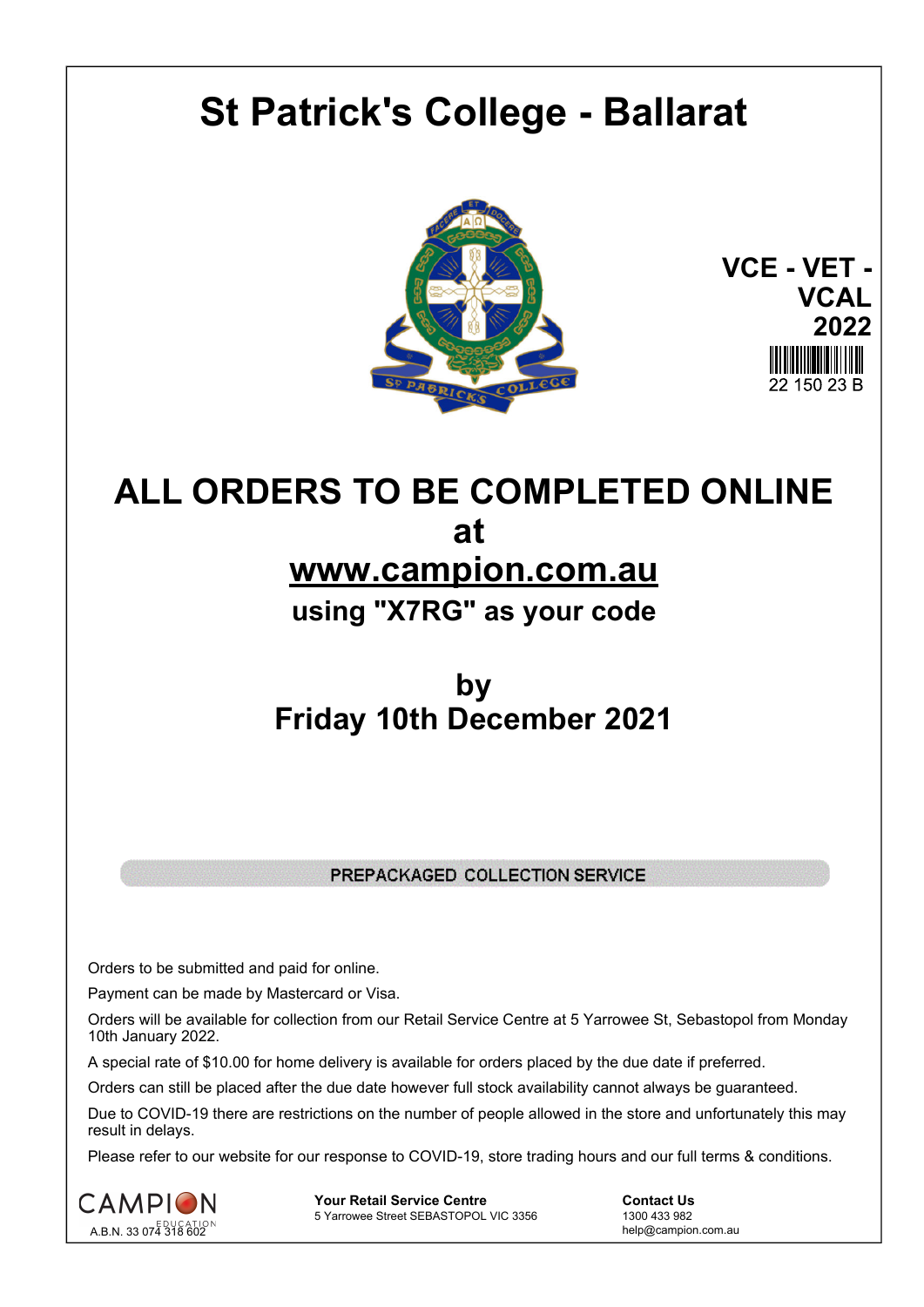# St Patrick's College - Ballarat

**VCE - VET - VCAL 2022**

22 150 23 B

## ALL ORDERS TO BE COMPLETED ONLINE at www.campion.com.au

### using "X7RG" as your code

### by Friday 10th December 2021

**PREPACKAGED COLLECTION SERVICE**

Orders to be submitted and paid for online.

Payment can be made by Mastercard or Visa.

Orders will be available for collection from our Retail Service Centre at 5 Yarrowee St, Sebastopol from Monday 10th January 2022.

A special rate of $10.00 for home delivery is available for orders placed by the due date if preferred.

Orders can still be placed after the due date however full stock availability cannot always be guaranteed.

Due to COVID-19 there are restrictions on the number of people allowed in the store and unfortunately this may result in delays.

Please refer to our website for our response to COVID-19, store trading hours and our full terms & conditions.

CAMPION EDUCATION
A.B.N. 33 074 318 602

**Your Retail Service Centre**
5 Yarrowee Street SEBASTOPOL VIC 3356

**Contact Us**
1300 433 982
help@campion.com.au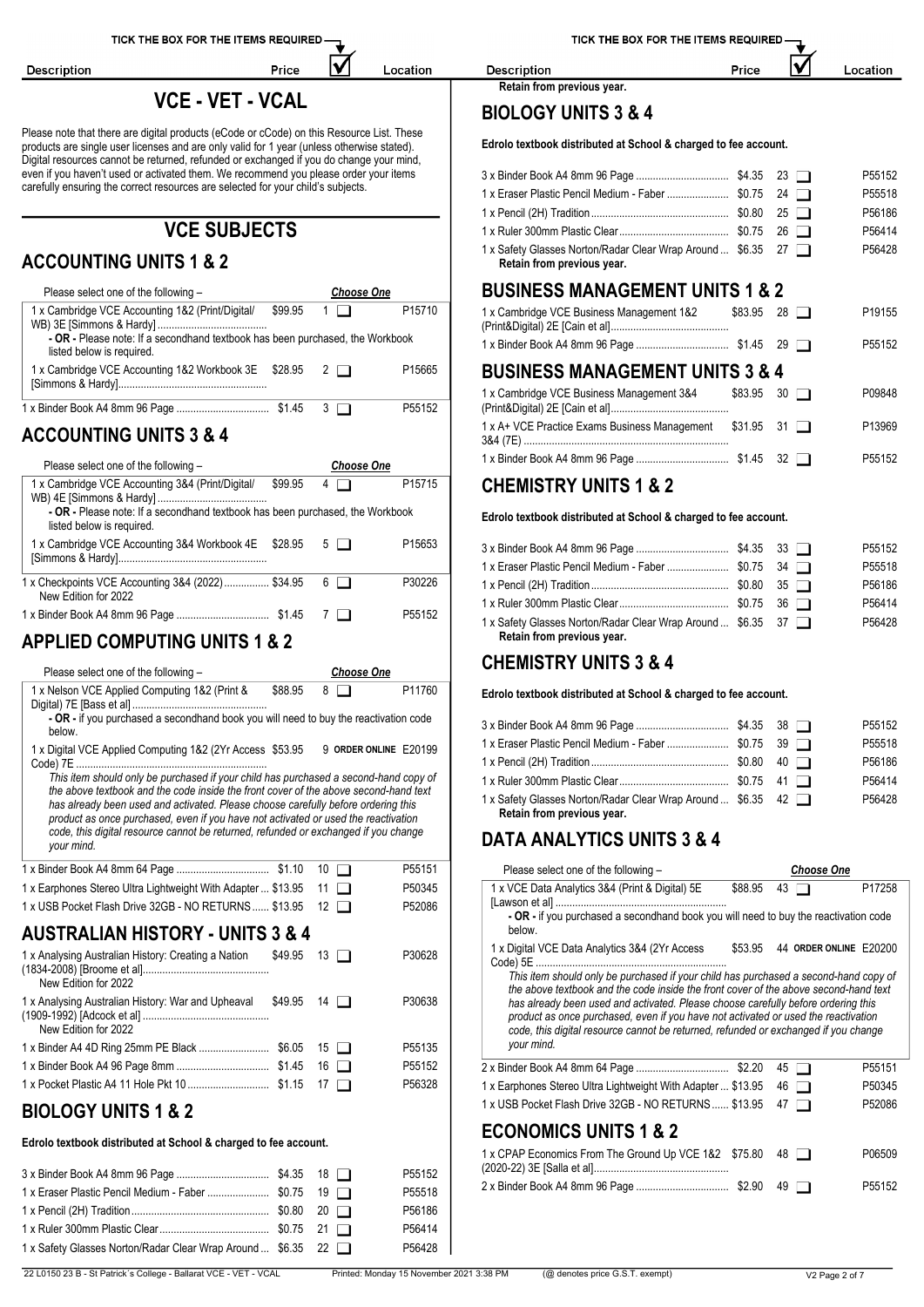# VCE - VET - VCAL

Please note that there are digital products (eCode or cCode) on this Resource List. These products are single user licenses and are only valid for 1 year (unless otherwise stated). Digital resources cannot be returned, refunded or exchanged if you do change your mind, even if you haven't used or activated them. We recommend you please order your items carefully ensuring the correct resources are selected for your child's subjects.

## VCE SUBJECTS

### ACCOUNTING UNITS 1 & 2

Please select one of the following – *Choose One*

| Description | Price | No. | Location |
|---|---|---|---|
| 1 x Cambridge VCE Accounting 1&2 (Print/Digital/ WB) 3E [Simmons & Hardy] | $99.95 | 1 ☐ | P15710 |
| **- OR -** Please note: If a secondhand textbook has been purchased, the Workbook listed below is required. | | | |
| 1 x Cambridge VCE Accounting 1&2 Workbook 3E [Simmons & Hardy] | $28.95 | 2 ☐ | P15665 |
| 1 x Binder Book A4 8mm 96 Page | $1.45 | 3 ☐ | P55152 |

### ACCOUNTING UNITS 3 & 4

Please select one of the following – *Choose One*

| Description | Price | No. | Location |
|---|---|---|---|
| 1 x Cambridge VCE Accounting 3&4 (Print/Digital/ WB) 4E [Simmons & Hardy] | $99.95 | 4 ☐ | P15715 |
| **- OR -** Please note: If a secondhand textbook has been purchased, the Workbook listed below is required. | | | |
| 1 x Cambridge VCE Accounting 3&4 Workbook 4E [Simmons & Hardy] | $28.95 | 5 ☐ | P15653 |
| 1 x Checkpoints VCE Accounting 3&4 (2022) New Edition for 2022 | $34.95 | 6 ☐ | P30226 |
| 1 x Binder Book A4 8mm 96 Page | $1.45 | 7 ☐ | P55152 |

### APPLIED COMPUTING UNITS 1 & 2

Please select one of the following – *Choose One*

| Description | Price | No. | Location |
|---|---|---|---|
| 1 x Nelson VCE Applied Computing 1&2 (Print & Digital) 7E [Bass et al] | $88.95 | 8 ☐ | P11760 |
| **- OR -** if you purchased a secondhand book you will need to buy the reactivation code below. | | | |
| 1 x Digital VCE Applied Computing 1&2 (2Yr Access Code) 7E | $53.95 | 9 ORDER ONLINE | E20199 |

*This item should only be purchased if your child has purchased a second-hand copy of the above textbook and the code inside the front cover of the above second-hand text has already been used and activated. Please choose carefully before ordering this product as once purchased, even if you have not activated or used the reactivation code, this digital resource cannot be returned, refunded or exchanged if you change your mind.*

| Description | Price | No. | Location |
|---|---|---|---|
| 1 x Binder Book A4 8mm 64 Page | $1.10 | 10 ☐ | P55151 |
| 1 x Earphones Stereo Ultra Lightweight With Adapter | $13.95 | 11 ☐ | P50345 |
| 1 x USB Pocket Flash Drive 32GB - NO RETURNS | $13.95 | 12 ☐ | P52086 |

### AUSTRALIAN HISTORY - UNITS 3 & 4

| Description | Price | No. | Location |
|---|---|---|---|
| 1 x Analysing Australian History: Creating a Nation (1834-2008) [Broome et al] New Edition for 2022 | $49.95 | 13 ☐ | P30628 |
| 1 x Analysing Australian History: War and Upheaval (1909-1992) [Adcock et al] New Edition for 2022 | $49.95 | 14 ☐ | P30638 |
| 1 x Binder A4 4D Ring 25mm PE Black | $6.05 | 15 ☐ | P55135 |
| 1 x Binder Book A4 96 Page 8mm | $1.45 | 16 ☐ | P55152 |
| 1 x Pocket Plastic A4 11 Hole Pkt 10 | $1.15 | 17 ☐ | P56328 |

### BIOLOGY UNITS 1 & 2

**Edrolo textbook distributed at School & charged to fee account.**

| Description | Price | No. | Location |
|---|---|---|---|
| 3 x Binder Book A4 8mm 96 Page | $4.35 | 18 ☐ | P55152 |
| 1 x Eraser Plastic Pencil Medium - Faber | $0.75 | 19 ☐ | P55518 |
| 1 x Pencil (2H) Tradition | $0.80 | 20 ☐ | P56186 |
| 1 x Ruler 300mm Plastic Clear | $0.75 | 21 ☐ | P56414 |
| 1 x Safety Glasses Norton/Radar Clear Wrap Around Retain from previous year. | $6.35 | 22 ☐ | P56428 |

### BIOLOGY UNITS 3 & 4

**Edrolo textbook distributed at School & charged to fee account.**

| Description | Price | No. | Location |
|---|---|---|---|
| 3 x Binder Book A4 8mm 96 Page | $4.35 | 23 ☐ | P55152 |
| 1 x Eraser Plastic Pencil Medium - Faber | $0.75 | 24 ☐ | P55518 |
| 1 x Pencil (2H) Tradition | $0.80 | 25 ☐ | P56186 |
| 1 x Ruler 300mm Plastic Clear | $0.75 | 26 ☐ | P56414 |
| 1 x Safety Glasses Norton/Radar Clear Wrap Around Retain from previous year. | $6.35 | 27 ☐ | P56428 |

### BUSINESS MANAGEMENT UNITS 1 & 2

| Description | Price | No. | Location |
|---|---|---|---|
| 1 x Cambridge VCE Business Management 1&2 (Print&Digital) 2E [Cain et al] | $83.95 | 28 ☐ | P19155 |
| 1 x Binder Book A4 8mm 96 Page | $1.45 | 29 ☐ | P55152 |

### BUSINESS MANAGEMENT UNITS 3 & 4

| Description | Price | No. | Location |
|---|---|---|---|
| 1 x Cambridge VCE Business Management 3&4 (Print&Digital) 2E [Cain et al] | $83.95 | 30 ☐ | P09848 |
| 1 x A+ VCE Practice Exams Business Management 3&4 (7E) | $31.95 | 31 ☐ | P13969 |
| 1 x Binder Book A4 8mm 96 Page | $1.45 | 32 ☐ | P55152 |

### CHEMISTRY UNITS 1 & 2

**Edrolo textbook distributed at School & charged to fee account.**

| Description | Price | No. | Location |
|---|---|---|---|
| 3 x Binder Book A4 8mm 96 Page | $4.35 | 33 ☐ | P55152 |
| 1 x Eraser Plastic Pencil Medium - Faber | $0.75 | 34 ☐ | P55518 |
| 1 x Pencil (2H) Tradition | $0.80 | 35 ☐ | P56186 |
| 1 x Ruler 300mm Plastic Clear | $0.75 | 36 ☐ | P56414 |
| 1 x Safety Glasses Norton/Radar Clear Wrap Around Retain from previous year. | $6.35 | 37 ☐ | P56428 |

### CHEMISTRY UNITS 3 & 4

**Edrolo textbook distributed at School & charged to fee account.**

| Description | Price | No. | Location |
|---|---|---|---|
| 3 x Binder Book A4 8mm 96 Page | $4.35 | 38 ☐ | P55152 |
| 1 x Eraser Plastic Pencil Medium - Faber | $0.75 | 39 ☐ | P55518 |
| 1 x Pencil (2H) Tradition | $0.80 | 40 ☐ | P56186 |
| 1 x Ruler 300mm Plastic Clear | $0.75 | 41 ☐ | P56414 |
| 1 x Safety Glasses Norton/Radar Clear Wrap Around Retain from previous year. | $6.35 | 42 ☐ | P56428 |

### DATA ANALYTICS UNITS 3 & 4

Please select one of the following – *Choose One*

| Description | Price | No. | Location |
|---|---|---|---|
| 1 x VCE Data Analytics 3&4 (Print & Digital) 5E [Lawson et al] | $88.95 | 43 ☐ | P17258 |
| **- OR -** if you purchased a secondhand book you will need to buy the reactivation code below. | | | |
| 1 x Digital VCE Data Analytics 3&4 (2Yr Access Code) 5E | $53.95 | 44 ORDER ONLINE | E20200 |

*This item should only be purchased if your child has purchased a second-hand copy of the above textbook and the code inside the front cover of the above second-hand text has already been used and activated. Please choose carefully before ordering this product as once purchased, even if you have not activated or used the reactivation code, this digital resource cannot be returned, refunded or exchanged if you change your mind.*

| Description | Price | No. | Location |
|---|---|---|---|
| 2 x Binder Book A4 8mm 64 Page | $2.20 | 45 ☐ | P55151 |
| 1 x Earphones Stereo Ultra Lightweight With Adapter | $13.95 | 46 ☐ | P50345 |
| 1 x USB Pocket Flash Drive 32GB - NO RETURNS | $13.95 | 47 ☐ | P52086 |

### ECONOMICS UNITS 1 & 2

| Description | Price | No. | Location |
|---|---|---|---|
| 1 x CPAP Economics From The Ground Up VCE 1&2 (2020-22) 3E [Salla et al] | $75.80 | 48 ☐ | P06509 |
| 2 x Binder Book A4 8mm 96 Page | $2.90 | 49 ☐ | P55152 |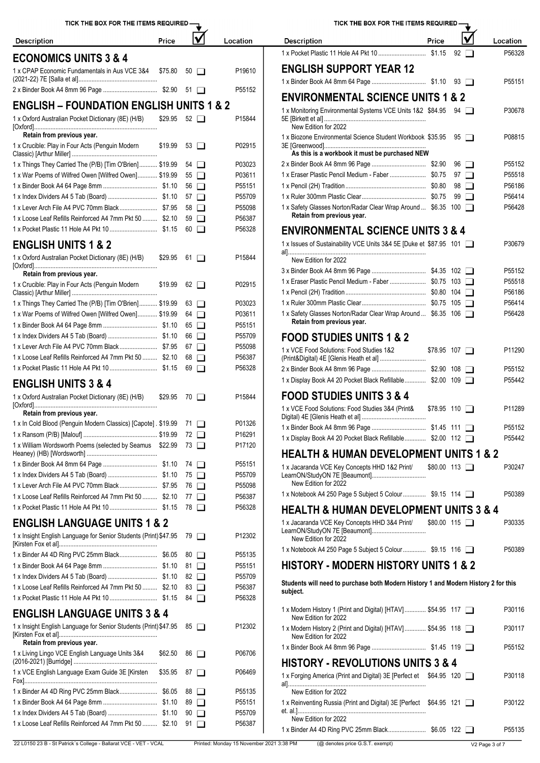TICK THE BOX FOR THE ITEMS REQUIRED

## ECONOMICS UNITS 3 & 4

| Description | Price | ☑ | Location |
|---|---|---|---|
| 1 x CPAP Economic Fundamentals in Aus VCE 3&4 (2021-22) 7E [Salla et al] | $75.80 | 50 ☐ | P19610 |
| 2 x Binder Book A4 8mm 96 Page | $2.90 | 51 ☐ | P55152 |

## ENGLISH – FOUNDATION ENGLISH UNITS 1 & 2

| Description | Price | ☑ | Location |
|---|---|---|---|
| 1 x Oxford Australian Pocket Dictionary (8E) (H/B) [Oxford] **Retain from previous year.** | $29.95 | 52 ☐ | P15844 |
| 1 x Crucible: Play in Four Acts (Penguin Modern Classic) [Arthur Miller] | $19.99 | 53 ☐ | P02915 |
| 1 x Things They Carried The (P/B) [Tim O'Brien] | $19.99 | 54 ☐ | P03023 |
| 1 x War Poems of Wilfred Owen [Wilfred Owen] | $19.99 | 55 ☐ | P03611 |
| 1 x Binder Book A4 64 Page 8mm | $1.10 | 56 ☐ | P55151 |
| 1 x Index Dividers A4 5 Tab (Board) | $1.10 | 57 ☐ | P55709 |
| 1 x Lever Arch File A4 PVC 70mm Black | $7.95 | 58 ☐ | P55098 |
| 1 x Loose Leaf Refills Reinforced A4 7mm Pkt 50 | $2.10 | 59 ☐ | P56387 |
| 1 x Pocket Plastic 11 Hole A4 Pkt 10 | $1.15 | 60 ☐ | P56328 |

## ENGLISH UNITS 1 & 2

| Description | Price | ☑ | Location |
|---|---|---|---|
| 1 x Oxford Australian Pocket Dictionary (8E) (H/B) [Oxford] **Retain from previous year.** | $29.95 | 61 ☐ | P15844 |
| 1 x Crucible: Play in Four Acts (Penguin Modern Classic) [Arthur Miller] | $19.99 | 62 ☐ | P02915 |
| 1 x Things They Carried The (P/B) [Tim O'Brien] | $19.99 | 63 ☐ | P03023 |
| 1 x War Poems of Wilfred Owen [Wilfred Owen] | $19.99 | 64 ☐ | P03611 |
| 1 x Binder Book A4 64 Page 8mm | $1.10 | 65 ☐ | P55151 |
| 1 x Index Dividers A4 5 Tab (Board) | $1.10 | 66 ☐ | P55709 |
| 1 x Lever Arch File A4 PVC 70mm Black | $7.95 | 67 ☐ | P55098 |
| 1 x Loose Leaf Refills Reinforced A4 7mm Pkt 50 | $2.10 | 68 ☐ | P56387 |
| 1 x Pocket Plastic 11 Hole A4 Pkt 10 | $1.15 | 69 ☐ | P56328 |

## ENGLISH UNITS 3 & 4

| Description | Price | ☑ | Location |
|---|---|---|---|
| 1 x Oxford Australian Pocket Dictionary (8E) (H/B) [Oxford] **Retain from previous year.** | $29.95 | 70 ☐ | P15844 |
| 1 x In Cold Blood (Penguin Modern Classics) [Capote] | $19.99 | 71 ☐ | P01326 |
| 1 x Ransom (P/B) [Malouf] | $19.99 | 72 ☐ | P16291 |
| 1 x William Wordsworth Poems (selected by Seamus Heaney) (HB) [Wordsworth] | $22.99 | 73 ☐ | P17120 |
| 1 x Binder Book A4 8mm 64 Page | $1.10 | 74 ☐ | P55151 |
| 1 x Index Dividers A4 5 Tab (Board) | $1.10 | 75 ☐ | P55709 |
| 1 x Lever Arch File A4 PVC 70mm Black | $7.95 | 76 ☐ | P55098 |
| 1 x Loose Leaf Refills Reinforced A4 7mm Pkt 50 | $2.10 | 77 ☐ | P56387 |
| 1 x Pocket Plastic 11 Hole A4 Pkt 10 | $1.15 | 78 ☐ | P56328 |

## ENGLISH LANGUAGE UNITS 1 & 2

| Description | Price | ☑ | Location |
|---|---|---|---|
| 1 x Insight English Language for Senior Students (Print) [Kirsten Fox et al] | $47.95 | 79 ☐ | P12302 |
| 1 x Binder A4 4D Ring PVC 25mm Black | $6.05 | 80 ☐ | P55135 |
| 1 x Binder Book A4 64 Page 8mm | $1.10 | 81 ☐ | P55151 |
| 1 x Index Dividers A4 5 Tab (Board) | $1.10 | 82 ☐ | P55709 |
| 1 x Loose Leaf Refills Reinforced A4 7mm Pkt 50 | $2.10 | 83 ☐ | P56387 |
| 1 x Pocket Plastic 11 Hole A4 Pkt 10 | $1.15 | 84 ☐ | P56328 |

## ENGLISH LANGUAGE UNITS 3 & 4

| Description | Price | ☑ | Location |
|---|---|---|---|
| 1 x Insight English Language for Senior Students (Print) [Kirsten Fox et al] **Retain from previous year.** | $47.95 | 85 ☐ | P12302 |
| 1 x Living Lingo VCE English Language Units 3&4 (2016-2021) [Burridge] | $62.50 | 86 ☐ | P06706 |
| 1 x VCE English Language Exam Guide 3E [Kirsten Fox] | $35.95 | 87 ☐ | P06469 |
| 1 x Binder A4 4D Ring PVC 25mm Black | $6.05 | 88 ☐ | P55135 |
| 1 x Binder Book A4 64 Page 8mm | $1.10 | 89 ☐ | P55151 |
| 1 x Index Dividers A4 5 Tab (Board) | $1.10 | 90 ☐ | P55709 |
| 1 x Loose Leaf Refills Reinforced A4 7mm Pkt 50 | $2.10 | 91 ☐ | P56387 |
| 1 x Pocket Plastic 11 Hole A4 Pkt 10 | $1.15 | 92 ☐ | P56328 |

## ENGLISH SUPPORT YEAR 12

| Description | Price | ☑ | Location |
|---|---|---|---|
| 1 x Binder Book A4 8mm 64 Page | $1.10 | 93 ☐ | P55151 |

## ENVIRONMENTAL SCIENCE UNITS 1 & 2

| Description | Price | ☑ | Location |
|---|---|---|---|
| 1 x Monitoring Environmental Systems VCE Units 1&2 5E [Birkett et al] New Edition for 2022 | $84.95 | 94 ☐ | P30678 |
| 1 x Biozone Environmental Science Student Workbook 3E [Greenwood] **As this is a workbook it must be purchased NEW** | $35.95 | 95 ☐ | P08815 |
| 2 x Binder Book A4 8mm 96 Page | $2.90 | 96 ☐ | P55152 |
| 1 x Eraser Plastic Pencil Medium - Faber | $0.75 | 97 ☐ | P55518 |
| 1 x Pencil (2H) Tradition | $0.80 | 98 ☐ | P56186 |
| 1 x Ruler 300mm Plastic Clear | $0.75 | 99 ☐ | P56414 |
| 1 x Safety Glasses Norton/Radar Clear Wrap Around **Retain from previous year.** | $6.35 | 100 ☐ | P56428 |

## ENVIRONMENTAL SCIENCE UNITS 3 & 4

| Description | Price | ☑ | Location |
|---|---|---|---|
| 1 x Issues of Sustainability VCE Units 3&4 5E [Duke et al] New Edition for 2022 | $87.95 | 101 ☐ | P30679 |
| 3 x Binder Book A4 8mm 96 Page | $4.35 | 102 ☐ | P55152 |
| 1 x Eraser Plastic Pencil Medium - Faber | $0.75 | 103 ☐ | P55518 |
| 1 x Pencil (2H) Tradition | $0.80 | 104 ☐ | P56186 |
| 1 x Ruler 300mm Plastic Clear | $0.75 | 105 ☐ | P56414 |
| 1 x Safety Glasses Norton/Radar Clear Wrap Around **Retain from previous year.** | $6.35 | 106 ☐ | P56428 |

## FOOD STUDIES UNITS 1 & 2

| Description | Price | ☑ | Location |
|---|---|---|---|
| 1 x VCE Food Solutions: Food Studies 1&2 (Print&Digital) 4E [Glenis Heath et al] | $78.95 | 107 ☐ | P11290 |
| 2 x Binder Book A4 8mm 96 Page | $2.90 | 108 ☐ | P55152 |
| 1 x Display Book A4 20 Pocket Black Refillable | $2.00 | 109 ☐ | P55442 |

## FOOD STUDIES UNITS 3 & 4

| Description | Price | ☑ | Location |
|---|---|---|---|
| 1 x VCE Food Solutions: Food Studies 3&4 (Print& Digital) 4E [Glenis Heath et al] | $78.95 | 110 ☐ | P11289 |
| 1 x Binder Book A4 8mm 96 Page | $1.45 | 111 ☐ | P55152 |
| 1 x Display Book A4 20 Pocket Black Refillable | $2.00 | 112 ☐ | P55442 |

## HEALTH & HUMAN DEVELOPMENT UNITS 1 & 2

| Description | Price | ☑ | Location |
|---|---|---|---|
| 1 x Jacaranda VCE Key Concepts HHD 1&2 Print/ LearnON/StudyON 7E [Beaumont] New Edition for 2022 | $80.00 | 113 ☐ | P30247 |
| 1 x Notebook A4 250 Page 5 Subject 5 Colour | $9.15 | 114 ☐ | P50389 |

## HEALTH & HUMAN DEVELOPMENT UNITS 3 & 4

| Description | Price | ☑ | Location |
|---|---|---|---|
| 1 x Jacaranda VCE Key Concepts HHD 3&4 Print/ LearnON/StudyON 7E [Beaumont] New Edition for 2022 | $80.00 | 115 ☐ | P30335 |
| 1 x Notebook A4 250 Page 5 Subject 5 Colour | $9.15 | 116 ☐ | P50389 |

## HISTORY - MODERN HISTORY UNITS 1 & 2

**Students will need to purchase both Modern History 1 and Modern History 2 for this subject.**

| Description | Price | ☑ | Location |
|---|---|---|---|
| 1 x Modern History 1 (Print and Digital) [HTAV] New Edition for 2022 | $54.95 | 117 ☐ | P30116 |
| 1 x Modern History 2 (Print and Digital) [HTAV] New Edition for 2022 | $54.95 | 118 ☐ | P30117 |
| 1 x Binder Book A4 8mm 96 Page | $1.45 | 119 ☐ | P55152 |

## HISTORY - REVOLUTIONS UNITS 3 & 4

| Description | Price | ☑ | Location |
|---|---|---|---|
| 1 x Forging America (Print and Digital) 3E [Perfect et al] New Edition for 2022 | $64.95 | 120 ☐ | P30118 |
| 1 x Reinventing Russia (Print and Digital) 3E [Perfect et. al.] New Edition for 2022 | $64.95 | 121 ☐ | P30122 |
| 1 x Binder A4 4D Ring PVC 25mm Black | $6.05 | 122 ☐ | P55135 |

22 L0150 23 B - St Patrick's College - Ballarat VCE - VET - VCAL    Printed: Monday 15 November 2021 3:38 PM    (@ denotes price G.S.T. exempt)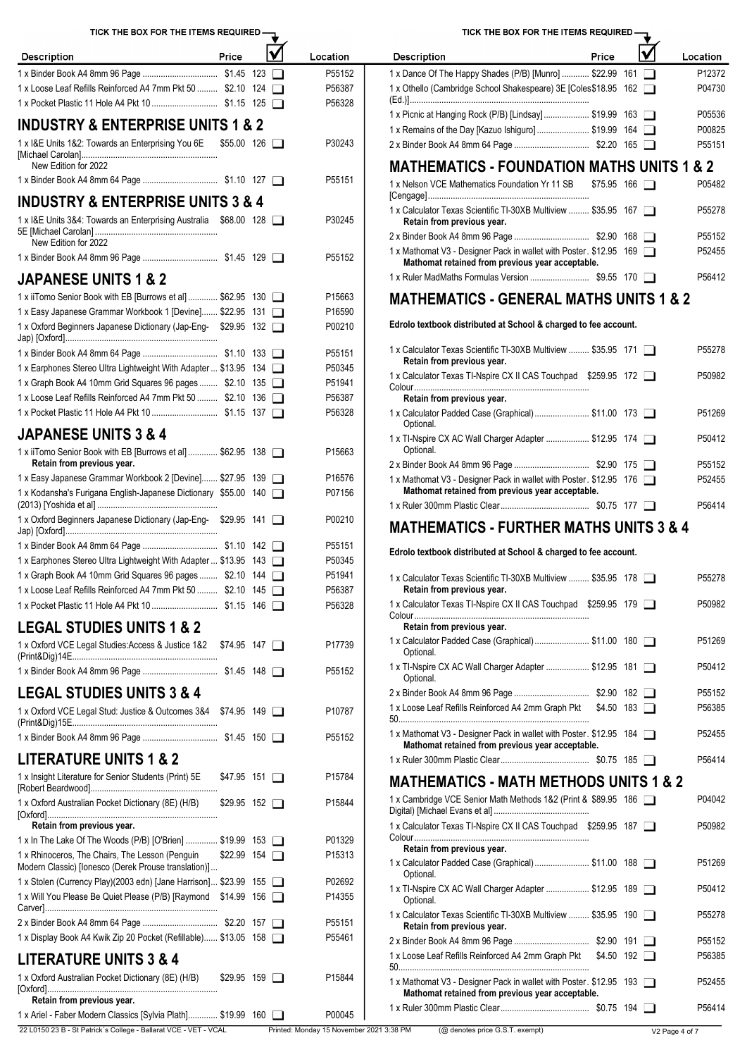| Description | Price | ☑ | Location |
|---|---|---|---|
| 1 x Binder Book A4 8mm 96 Page | $1.45 | 123 ☐ | P55152 |
| 1 x Loose Leaf Refills Reinforced A4 7mm Pkt 50 | $2.10 | 124 ☐ | P56387 |
| 1 x Pocket Plastic 11 Hole A4 Pkt 10 | $1.15 | 125 ☐ | P56328 |

## INDUSTRY & ENTERPRISE UNITS 1 & 2

| Description | Price | ☑ | Location |
|---|---|---|---|
| 1 x I&E Units 1&2: Towards an Enterprising You 6E [Michael Carolan]<br>New Edition for 2022 | $55.00 | 126 ☐ | P30243 |
| 1 x Binder Book A4 8mm 64 Page | $1.10 | 127 ☐ | P55151 |

## INDUSTRY & ENTERPRISE UNITS 3 & 4

| Description | Price | ☑ | Location |
|---|---|---|---|
| 1 x I&E Units 3&4: Towards an Enterprising Australia 5E [Michael Carolan]<br>New Edition for 2022 | $68.00 | 128 ☐ | P30245 |
| 1 x Binder Book A4 8mm 96 Page | $1.45 | 129 ☐ | P55152 |

## JAPANESE UNITS 1 & 2

| Description | Price | ☑ | Location |
|---|---|---|---|
| 1 x iiTomo Senior Book with EB [Burrows et al] | $62.95 | 130 ☐ | P15663 |
| 1 x Easy Japanese Grammar Workbook 1 [Devine] | $22.95 | 131 ☐ | P16590 |
| 1 x Oxford Beginners Japanese Dictionary (Jap-Eng-Jap) [Oxford] | $29.95 | 132 ☐ | P00210 |
| 1 x Binder Book A4 8mm 64 Page | $1.10 | 133 ☐ | P55151 |
| 1 x Earphones Stereo Ultra Lightweight With Adapter | $13.95 | 134 ☐ | P50345 |
| 1 x Graph Book A4 10mm Grid Squares 96 pages | $2.10 | 135 ☐ | P51941 |
| 1 x Loose Leaf Refills Reinforced A4 7mm Pkt 50 | $2.10 | 136 ☐ | P56387 |
| 1 x Pocket Plastic 11 Hole A4 Pkt 10 | $1.15 | 137 ☐ | P56328 |

## JAPANESE UNITS 3 & 4

| Description | Price | ☑ | Location |
|---|---|---|---|
| 1 x iiTomo Senior Book with EB [Burrows et al]<br>**Retain from previous year.** | $62.95 | 138 ☐ | P15663 |
| 1 x Easy Japanese Grammar Workbook 2 [Devine] | $27.95 | 139 ☐ | P16576 |
| 1 x Kodansha's Furigana English-Japanese Dictionary (2013) [Yoshida et al] | $55.00 | 140 ☐ | P07156 |
| 1 x Oxford Beginners Japanese Dictionary (Jap-Eng-Jap) [Oxford] | $29.95 | 141 ☐ | P00210 |
| 1 x Binder Book A4 8mm 64 Page | $1.10 | 142 ☐ | P55151 |
| 1 x Earphones Stereo Ultra Lightweight With Adapter | $13.95 | 143 ☐ | P50345 |
| 1 x Graph Book A4 10mm Grid Squares 96 pages | $2.10 | 144 ☐ | P51941 |
| 1 x Loose Leaf Refills Reinforced A4 7mm Pkt 50 | $2.10 | 145 ☐ | P56387 |
| 1 x Pocket Plastic 11 Hole A4 Pkt 10 | $1.15 | 146 ☐ | P56328 |

## LEGAL STUDIES UNITS 1 & 2

| Description | Price | ☑ | Location |
|---|---|---|---|
| 1 x Oxford VCE Legal Studies:Access & Justice 1&2 (Print&Dig)14E | $74.95 | 147 ☐ | P17739 |
| 1 x Binder Book A4 8mm 96 Page | $1.45 | 148 ☐ | P55152 |

## LEGAL STUDIES UNITS 3 & 4

| Description | Price | ☑ | Location |
|---|---|---|---|
| 1 x Oxford VCE Legal Stud: Justice & Outcomes 3&4 (Print&Dig)15E | $74.95 | 149 ☐ | P10787 |
| 1 x Binder Book A4 8mm 96 Page | $1.45 | 150 ☐ | P55152 |

## LITERATURE UNITS 1 & 2

| Description | Price | ☑ | Location |
|---|---|---|---|
| 1 x Insight Literature for Senior Students (Print) 5E [Robert Beardwood] | $47.95 | 151 ☐ | P15784 |
| 1 x Oxford Australian Pocket Dictionary (8E) (H/B) [Oxford]<br>**Retain from previous year.** | $29.95 | 152 ☐ | P15844 |
| 1 x In The Lake Of The Woods (P/B) [O'Brien] | $19.99 | 153 ☐ | P01329 |
| 1 x Rhinoceros, The Chairs, The Lesson (Penguin Modern Classic) [Ionesco (Derek Prouse translation)] | $22.99 | 154 ☐ | P15313 |
| 1 x Stolen (Currency Play)(2003 edn) [Jane Harrison] | $23.99 | 155 ☐ | P02692 |
| 1 x Will You Please Be Quiet Please (P/B) [Raymond Carver] | $14.99 | 156 ☐ | P14355 |
| 2 x Binder Book A4 8mm 64 Page | $2.20 | 157 ☐ | P55151 |
| 1 x Display Book A4 Kwik Zip 20 Pocket (Refillable) | $13.05 | 158 ☐ | P55461 |

## LITERATURE UNITS 3 & 4

| Description | Price | ☑ | Location |
|---|---|---|---|
| 1 x Oxford Australian Pocket Dictionary (8E) (H/B) [Oxford]<br>**Retain from previous year.** | $29.95 | 159 ☐ | P15844 |
| 1 x Ariel - Faber Modern Classics [Sylvia Plath] | $19.99 | 160 ☐ | P00045 |
| 1 x Dance Of The Happy Shades (P/B) [Munro] | $22.99 | 161 ☐ | P12372 |
| 1 x Othello (Cambridge School Shakespeare) 3E [Coles (Ed.)] | $18.95 | 162 ☐ | P04730 |
| 1 x Picnic at Hanging Rock (P/B) [Lindsay] | $19.99 | 163 ☐ | P05536 |
| 1 x Remains of the Day [Kazuo Ishiguro] | $19.99 | 164 ☐ | P00825 |
| 2 x Binder Book A4 8mm 64 Page | $2.20 | 165 ☐ | P55151 |

## MATHEMATICS - FOUNDATION MATHS UNITS 1 & 2

| Description | Price | ☑ | Location |
|---|---|---|---|
| 1 x Nelson VCE Mathematics Foundation Yr 11 SB [Cengage] | $75.95 | 166 ☐ | P05482 |
| 1 x Calculator Texas Scientific TI-30XB Multiview<br>**Retain from previous year.** | $35.95 | 167 ☐ | P55278 |
| 2 x Binder Book A4 8mm 96 Page | $2.90 | 168 ☐ | P55152 |
| 1 x Mathomat V3 - Designer Pack in wallet with Poster.<br>**Mathomat retained from previous year acceptable.** | $12.95 | 169 ☐ | P52455 |
| 1 x Ruler MadMaths Formulas Version | $9.55 | 170 ☐ | P56412 |

## MATHEMATICS - GENERAL MATHS UNITS 1 & 2

**Edrolo textbook distributed at School & charged to fee account.**

| Description | Price | ☑ | Location |
|---|---|---|---|
| 1 x Calculator Texas Scientific TI-30XB Multiview<br>**Retain from previous year.** | $35.95 | 171 ☐ | P55278 |
| 1 x Calculator Texas TI-Nspire CX II CAS Touchpad Colour<br>**Retain from previous year.** | $259.95 | 172 ☐ | P50982 |
| 1 x Calculator Padded Case (Graphical)<br>Optional. | $11.00 | 173 ☐ | P51269 |
| 1 x TI-Nspire CX AC Wall Charger Adapter<br>Optional. | $12.95 | 174 ☐ | P50412 |
| 2 x Binder Book A4 8mm 96 Page | $2.90 | 175 ☐ | P55152 |
| 1 x Mathomat V3 - Designer Pack in wallet with Poster.<br>**Mathomat retained from previous year acceptable.** | $12.95 | 176 ☐ | P52455 |
| 1 x Ruler 300mm Plastic Clear | $0.75 | 177 ☐ | P56414 |

## MATHEMATICS - FURTHER MATHS UNITS 3 & 4

**Edrolo textbook distributed at School & charged to fee account.**

| Description | Price | ☑ | Location |
|---|---|---|---|
| 1 x Calculator Texas Scientific TI-30XB Multiview<br>**Retain from previous year.** | $35.95 | 178 ☐ | P55278 |
| 1 x Calculator Texas TI-Nspire CX II CAS Touchpad Colour<br>**Retain from previous year.** | $259.95 | 179 ☐ | P50982 |
| 1 x Calculator Padded Case (Graphical)<br>Optional. | $11.00 | 180 ☐ | P51269 |
| 1 x TI-Nspire CX AC Wall Charger Adapter<br>Optional. | $12.95 | 181 ☐ | P50412 |
| 2 x Binder Book A4 8mm 96 Page | $2.90 | 182 ☐ | P55152 |
| 1 x Loose Leaf Refills Reinforced A4 2mm Graph Pkt 50 | $4.50 | 183 ☐ | P56385 |
| 1 x Mathomat V3 - Designer Pack in wallet with Poster.<br>**Mathomat retained from previous year acceptable.** | $12.95 | 184 ☐ | P52455 |
| 1 x Ruler 300mm Plastic Clear | $0.75 | 185 ☐ | P56414 |

## MATHEMATICS - MATH METHODS UNITS 1 & 2

| Description | Price | ☑ | Location |
|---|---|---|---|
| 1 x Cambridge VCE Senior Math Methods 1&2 (Print & Digital) [Michael Evans et al] | $89.95 | 186 ☐ | P04042 |
| 1 x Calculator Texas TI-Nspire CX II CAS Touchpad Colour<br>**Retain from previous year.** | $259.95 | 187 ☐ | P50982 |
| 1 x Calculator Padded Case (Graphical)<br>Optional. | $11.00 | 188 ☐ | P51269 |
| 1 x TI-Nspire CX AC Wall Charger Adapter<br>Optional. | $12.95 | 189 ☐ | P50412 |
| 1 x Calculator Texas Scientific TI-30XB Multiview<br>**Retain from previous year.** | $35.95 | 190 ☐ | P55278 |
| 2 x Binder Book A4 8mm 96 Page | $2.90 | 191 ☐ | P55152 |
| 1 x Loose Leaf Refills Reinforced A4 2mm Graph Pkt 50 | $4.50 | 192 ☐ | P56385 |
| 1 x Mathomat V3 - Designer Pack in wallet with Poster.<br>**Mathomat retained from previous year acceptable.** | $12.95 | 193 ☐ | P52455 |
| 1 x Ruler 300mm Plastic Clear | $0.75 | 194 ☐ | P56414 |

(@ denotes price G.S.T. exempt)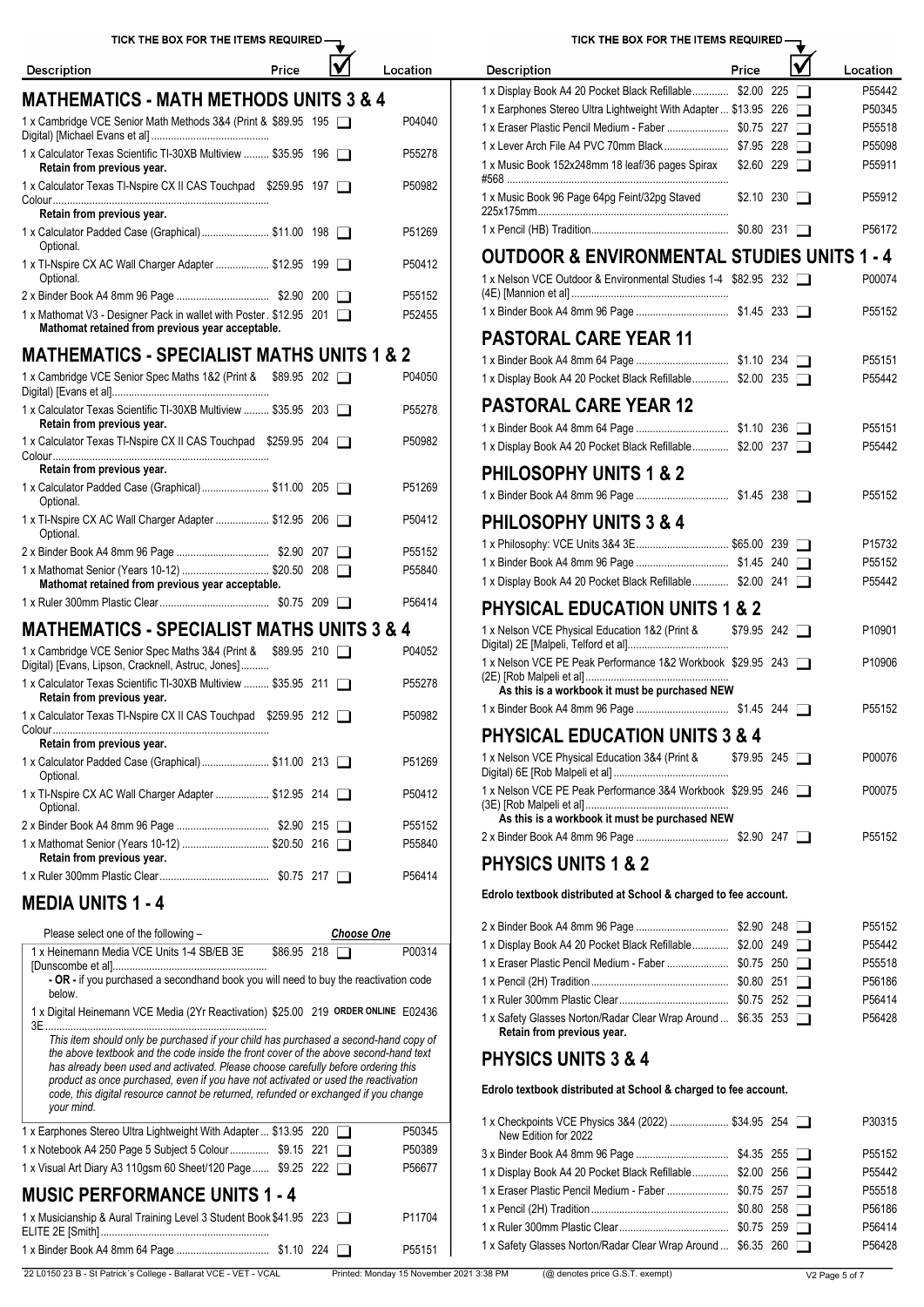TICK THE BOX FOR THE ITEMS REQUIRED

## MATHEMATICS - MATH METHODS UNITS 3 & 4

| Description | Price | ☑ | Location |
|---|---|---|---|
| 1 x Cambridge VCE Senior Math Methods 3&4 (Print & Digital) [Michael Evans et al] | $89.95 | 195 ❑ | P04040 |
| 1 x Calculator Texas Scientific TI-30XB Multiview<br>**Retain from previous year.** | $35.95 | 196 ❑ | P55278 |
| 1 x Calculator Texas TI-Nspire CX II CAS Touchpad Colour<br>**Retain from previous year.** | $259.95 | 197 ❑ | P50982 |
| 1 x Calculator Padded Case (Graphical)<br>Optional. | $11.00 | 198 ❑ | P51269 |
| 1 x TI-Nspire CX AC Wall Charger Adapter<br>Optional. | $12.95 | 199 ❑ | P50412 |
| 2 x Binder Book A4 8mm 96 Page | $2.90 | 200 ❑ | P55152 |
| 1 x Mathomat V3 - Designer Pack in wallet with Poster<br>**Mathomat retained from previous year acceptable.** | $12.95 | 201 ❑ | P52455 |

## MATHEMATICS - SPECIALIST MATHS UNITS 1 & 2

| Description | Price | ☑ | Location |
|---|---|---|---|
| 1 x Cambridge VCE Senior Spec Maths 1&2 (Print & Digital) [Evans et al] | $89.95 | 202 ❑ | P04050 |
| 1 x Calculator Texas Scientific TI-30XB Multiview<br>**Retain from previous year.** | $35.95 | 203 ❑ | P55278 |
| 1 x Calculator Texas TI-Nspire CX II CAS Touchpad Colour<br>**Retain from previous year.** | $259.95 | 204 ❑ | P50982 |
| 1 x Calculator Padded Case (Graphical)<br>Optional. | $11.00 | 205 ❑ | P51269 |
| 1 x TI-Nspire CX AC Wall Charger Adapter<br>Optional. | $12.95 | 206 ❑ | P50412 |
| 2 x Binder Book A4 8mm 96 Page | $2.90 | 207 ❑ | P55152 |
| 1 x Mathomat Senior (Years 10-12)<br>**Mathomat retained from previous year acceptable.** | $20.50 | 208 ❑ | P55840 |
| 1 x Ruler 300mm Plastic Clear | $0.75 | 209 ❑ | P56414 |

## MATHEMATICS - SPECIALIST MATHS UNITS 3 & 4

| Description | Price | ☑ | Location |
|---|---|---|---|
| 1 x Cambridge VCE Senior Spec Maths 3&4 (Print & Digital) [Evans, Lipson, Cracknell, Astruc, Jones] | $89.95 | 210 ❑ | P04052 |
| 1 x Calculator Texas Scientific TI-30XB Multiview<br>**Retain from previous year.** | $35.95 | 211 ❑ | P55278 |
| 1 x Calculator Texas TI-Nspire CX II CAS Touchpad Colour<br>**Retain from previous year.** | $259.95 | 212 ❑ | P50982 |
| 1 x Calculator Padded Case (Graphical)<br>Optional. | $11.00 | 213 ❑ | P51269 |
| 1 x TI-Nspire CX AC Wall Charger Adapter<br>Optional. | $12.95 | 214 ❑ | P50412 |
| 2 x Binder Book A4 8mm 96 Page | $2.90 | 215 ❑ | P55152 |
| 1 x Mathomat Senior (Years 10-12)<br>**Retain from previous year.** | $20.50 | 216 ❑ | P55840 |
| 1 x Ruler 300mm Plastic Clear | $0.75 | 217 ❑ | P56414 |

## MEDIA UNITS 1 - 4

Please select one of the following – ***Choose One***

| Description | Price | ☑ | Location |
|---|---|---|---|
| 1 x Heinemann Media VCE Units 1-4 SB/EB 3E [Dunscombe et al] | $86.95 | 218 ❑ | P00314 |
| **- OR -** if you purchased a secondhand book you will need to buy the reactivation code below. | | | |
| 1 x Digital Heinemann VCE Media (2Yr Reactivation) 3E | $25.00 | 219 **ORDER ONLINE** | E02436 |

*This item should only be purchased if your child has purchased a second-hand copy of the above textbook and the code inside the front cover of the above second-hand text has already been used and activated. Please choose carefully before ordering this product as once purchased, even if you have not activated or used the reactivation code, this digital resource cannot be returned, refunded or exchanged if you change your mind.*

| Description | Price | ☑ | Location |
|---|---|---|---|
| 1 x Earphones Stereo Ultra Lightweight With Adapter | $13.95 | 220 ❑ | P50345 |
| 1 x Notebook A4 250 Page 5 Subject 5 Colour | $9.15 | 221 ❑ | P50389 |
| 1 x Visual Art Diary A3 110gsm 60 Sheet/120 Page | $9.25 | 222 ❑ | P56677 |

## MUSIC PERFORMANCE UNITS 1 - 4

| Description | Price | ☑ | Location |
|---|---|---|---|
| 1 x Musicianship & Aural Training Level 3 Student Book ELITE 2E [Smith] | $41.95 | 223 ❑ | P11704 |
| 1 x Binder Book A4 8mm 64 Page | $1.10 | 224 ❑ | P55151 |
| 1 x Display Book A4 20 Pocket Black Refillable | $2.00 | 225 ❑ | P55442 |
| 1 x Earphones Stereo Ultra Lightweight With Adapter | $13.95 | 226 ❑ | P50345 |
| 1 x Eraser Plastic Pencil Medium - Faber | $0.75 | 227 ❑ | P55518 |
| 1 x Lever Arch File A4 PVC 70mm Black | $7.95 | 228 ❑ | P55098 |
| 1 x Music Book 152x248mm 18 leaf/36 pages Spirax #568 | $2.60 | 229 ❑ | P55911 |
| 1 x Music Book 96 Page 64pg Feint/32pg Staved 225x175mm | $2.10 | 230 ❑ | P55912 |
| 1 x Pencil (HB) Tradition | $0.80 | 231 ❑ | P56172 |

## OUTDOOR & ENVIRONMENTAL STUDIES UNITS 1 - 4

| Description | Price | ☑ | Location |
|---|---|---|---|
| 1 x Nelson VCE Outdoor & Environmental Studies 1-4 (4E) [Mannion et al] | $82.95 | 232 ❑ | P00074 |
| 1 x Binder Book A4 8mm 96 Page | $1.45 | 233 ❑ | P55152 |

## PASTORAL CARE YEAR 11

| Description | Price | ☑ | Location |
|---|---|---|---|
| 1 x Binder Book A4 8mm 64 Page | $1.10 | 234 ❑ | P55151 |
| 1 x Display Book A4 20 Pocket Black Refillable | $2.00 | 235 ❑ | P55442 |

## PASTORAL CARE YEAR 12

| Description | Price | ☑ | Location |
|---|---|---|---|
| 1 x Binder Book A4 8mm 64 Page | $1.10 | 236 ❑ | P55151 |
| 1 x Display Book A4 20 Pocket Black Refillable | $2.00 | 237 ❑ | P55442 |

## PHILOSOPHY UNITS 1 & 2

| Description | Price | ☑ | Location |
|---|---|---|---|
| 1 x Binder Book A4 8mm 96 Page | $1.45 | 238 ❑ | P55152 |

## PHILOSOPHY UNITS 3 & 4

| Description | Price | ☑ | Location |
|---|---|---|---|
| 1 x Philosophy: VCE Units 3&4 3E | $65.00 | 239 ❑ | P15732 |
| 1 x Binder Book A4 8mm 96 Page | $1.45 | 240 ❑ | P55152 |
| 1 x Display Book A4 20 Pocket Black Refillable | $2.00 | 241 ❑ | P55442 |

## PHYSICAL EDUCATION UNITS 1 & 2

| Description | Price | ☑ | Location |
|---|---|---|---|
| 1 x Nelson VCE Physical Education 1&2 (Print & Digital) 2E [Malpeli, Telford et al] | $79.95 | 242 ❑ | P10901 |
| 1 x Nelson VCE PE Peak Performance 1&2 Workbook (2E) [Rob Malpeli et al]<br>**As this is a workbook it must be purchased NEW** | $29.95 | 243 ❑ | P10906 |
| 1 x Binder Book A4 8mm 96 Page | $1.45 | 244 ❑ | P55152 |

## PHYSICAL EDUCATION UNITS 3 & 4

| Description | Price | ☑ | Location |
|---|---|---|---|
| 1 x Nelson VCE Physical Education 3&4 (Print & Digital) 6E [Rob Malpeli et al] | $79.95 | 245 ❑ | P00076 |
| 1 x Nelson VCE PE Peak Performance 3&4 Workbook (3E) [Rob Malpeli et al]<br>**As this is a workbook it must be purchased NEW** | $29.95 | 246 ❑ | P00075 |
| 2 x Binder Book A4 8mm 96 Page | $2.90 | 247 ❑ | P55152 |

## PHYSICS UNITS 1 & 2

**Edrolo textbook distributed at School & charged to fee account.**

| Description | Price | ☑ | Location |
|---|---|---|---|
| 2 x Binder Book A4 8mm 96 Page | $2.90 | 248 ❑ | P55152 |
| 1 x Display Book A4 20 Pocket Black Refillable | $2.00 | 249 ❑ | P55442 |
| 1 x Eraser Plastic Pencil Medium - Faber | $0.75 | 250 ❑ | P55518 |
| 1 x Pencil (2H) Tradition | $0.80 | 251 ❑ | P56186 |
| 1 x Ruler 300mm Plastic Clear | $0.75 | 252 ❑ | P56414 |
| 1 x Safety Glasses Norton/Radar Clear Wrap Around<br>**Retain from previous year.** | $6.35 | 253 ❑ | P56428 |

## PHYSICS UNITS 3 & 4

**Edrolo textbook distributed at School & charged to fee account.**

| Description | Price | ☑ | Location |
|---|---|---|---|
| 1 x Checkpoints VCE Physics 3&4 (2022)<br>New Edition for 2022 | $34.95 | 254 ❑ | P30315 |
| 3 x Binder Book A4 8mm 96 Page | $4.35 | 255 ❑ | P55152 |
| 1 x Display Book A4 20 Pocket Black Refillable | $2.00 | 256 ❑ | P55442 |
| 1 x Eraser Plastic Pencil Medium - Faber | $0.75 | 257 ❑ | P55518 |
| 1 x Pencil (2H) Tradition | $0.80 | 258 ❑ | P56186 |
| 1 x Ruler 300mm Plastic Clear | $0.75 | 259 ❑ | P56414 |
| 1 x Safety Glasses Norton/Radar Clear Wrap Around | $6.35 | 260 ❑ | P56428 |

(@ denotes price G.S.T. exempt)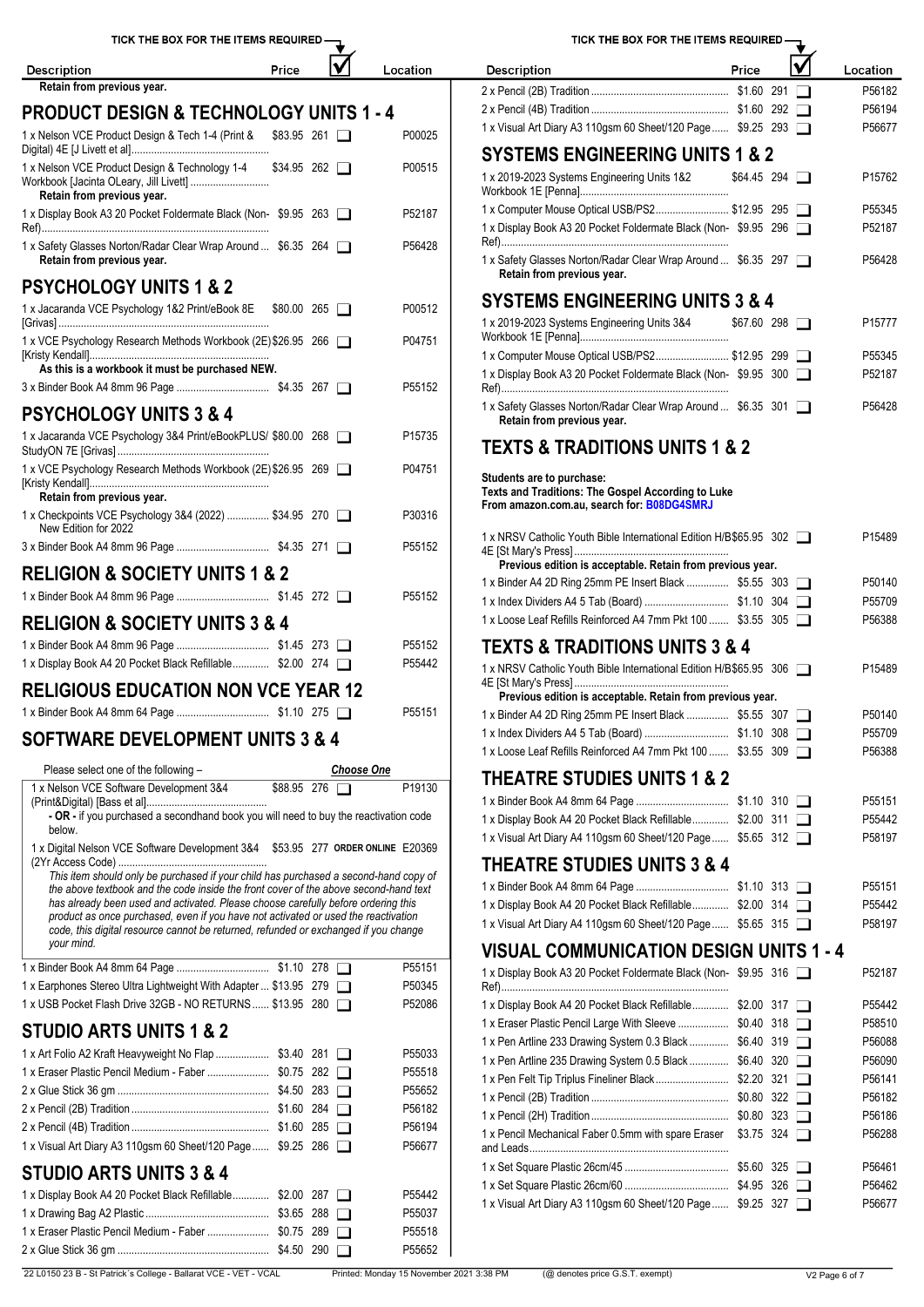TICK THE BOX FOR THE ITEMS REQUIRED

| Description | Price | ☑ | Location |
|---|---|---|---|
| **Retain from previous year.** | | | |

## PRODUCT DESIGN & TECHNOLOGY UNITS 1 - 4

| Description | Price | ☑ | Location |
|---|---|---|---|
| 1 x Nelson VCE Product Design & Tech 1-4 (Print & Digital) 4E [J Livett et al] | $83.95 | 261 ☐ | P00025 |
| 1 x Nelson VCE Product Design & Technology 1-4 Workbook [Jacinta OLeary, Jill Livett] **Retain from previous year.** | $34.95 | 262 ☐ | P00515 |
| 1 x Display Book A3 20 Pocket Foldermate Black (Non-Ref) | $9.95 | 263 ☐ | P52187 |
| 1 x Safety Glasses Norton/Radar Clear Wrap Around **Retain from previous year.** | $6.35 | 264 ☐ | P56428 |

## PSYCHOLOGY UNITS 1 & 2

| Description | Price | ☑ | Location |
|---|---|---|---|
| 1 x Jacaranda VCE Psychology 1&2 Print/eBook 8E [Grivas] | $80.00 | 265 ☐ | P00512 |
| 1 x VCE Psychology Research Methods Workbook (2E) [Kristy Kendall] **As this is a workbook it must be purchased NEW.** | $26.95 | 266 ☐ | P04751 |
| 3 x Binder Book A4 8mm 96 Page | $4.35 | 267 ☐ | P55152 |

## PSYCHOLOGY UNITS 3 & 4

| Description | Price | ☑ | Location |
|---|---|---|---|
| 1 x Jacaranda VCE Psychology 3&4 Print/eBookPLUS/ StudyON 7E [Grivas] | $80.00 | 268 ☐ | P15735 |
| 1 x VCE Psychology Research Methods Workbook (2E) [Kristy Kendall] **Retain from previous year.** | $26.95 | 269 ☐ | P04751 |
| 1 x Checkpoints VCE Psychology 3&4 (2022) New Edition for 2022 | $34.95 | 270 ☐ | P30316 |
| 3 x Binder Book A4 8mm 96 Page | $4.35 | 271 ☐ | P55152 |

## RELIGION & SOCIETY UNITS 1 & 2

| Description | Price | ☑ | Location |
|---|---|---|---|
| 1 x Binder Book A4 8mm 96 Page | $1.45 | 272 ☐ | P55152 |

## RELIGION & SOCIETY UNITS 3 & 4

| Description | Price | ☑ | Location |
|---|---|---|---|
| 1 x Binder Book A4 8mm 96 Page | $1.45 | 273 ☐ | P55152 |
| 1 x Display Book A4 20 Pocket Black Refillable | $2.00 | 274 ☐ | P55442 |

## RELIGIOUS EDUCATION NON VCE YEAR 12

| Description | Price | ☑ | Location |
|---|---|---|---|
| 1 x Binder Book A4 8mm 64 Page | $1.10 | 275 ☐ | P55151 |

## SOFTWARE DEVELOPMENT UNITS 3 & 4

Please select one of the following – ***Choose One***

| Description | Price | ☑ | Location |
|---|---|---|---|
| 1 x Nelson VCE Software Development 3&4 (Print&Digital) [Bass et al] | $88.95 | 276 ☐ | P19130 |
| **- OR -** if you purchased a secondhand book you will need to buy the reactivation code below. | | | |
| 1 x Digital Nelson VCE Software Development 3&4 (2Yr Access Code) | $53.95 | 277 **ORDER ONLINE** | E20369 |

*This item should only be purchased if your child has purchased a second-hand copy of the above textbook and the code inside the front cover of the above second-hand text has already been used and activated. Please choose carefully before ordering this product as once purchased, even if you have not activated or used the reactivation code, this digital resource cannot be returned, refunded or exchanged if you change your mind.*

| Description | Price | ☑ | Location |
|---|---|---|---|
| 1 x Binder Book A4 8mm 64 Page | $1.10 | 278 ☐ | P55151 |
| 1 x Earphones Stereo Ultra Lightweight With Adapter | $13.95 | 279 ☐ | P50345 |
| 1 x USB Pocket Flash Drive 32GB - NO RETURNS | $13.95 | 280 ☐ | P52086 |

## STUDIO ARTS UNITS 1 & 2

| Description | Price | ☑ | Location |
|---|---|---|---|
| 1 x Art Folio A2 Kraft Heavyweight No Flap | $3.40 | 281 ☐ | P55033 |
| 1 x Eraser Plastic Pencil Medium - Faber | $0.75 | 282 ☐ | P55518 |
| 2 x Glue Stick 36 gm | $4.50 | 283 ☐ | P55652 |
| 2 x Pencil (2B) Tradition | $1.60 | 284 ☐ | P56182 |
| 2 x Pencil (4B) Tradition | $1.60 | 285 ☐ | P56194 |
| 1 x Visual Art Diary A3 110gsm 60 Sheet/120 Page | $9.25 | 286 ☐ | P56677 |

## STUDIO ARTS UNITS 3 & 4

| Description | Price | ☑ | Location |
|---|---|---|---|
| 1 x Display Book A4 20 Pocket Black Refillable | $2.00 | 287 ☐ | P55442 |
| 1 x Drawing Bag A2 Plastic | $3.65 | 288 ☐ | P55037 |
| 1 x Eraser Plastic Pencil Medium - Faber | $0.75 | 289 ☐ | P55518 |
| 2 x Glue Stick 36 gm | $4.50 | 290 ☐ | P55652 |
| 2 x Pencil (2B) Tradition | $1.60 | 291 ☐ | P56182 |
| 2 x Pencil (4B) Tradition | $1.60 | 292 ☐ | P56194 |
| 1 x Visual Art Diary A3 110gsm 60 Sheet/120 Page | $9.25 | 293 ☐ | P56677 |

## SYSTEMS ENGINEERING UNITS 1 & 2

| Description | Price | ☑ | Location |
|---|---|---|---|
| 1 x 2019-2023 Systems Engineering Units 1&2 Workbook 1E [Penna] | $64.45 | 294 ☐ | P15762 |
| 1 x Computer Mouse Optical USB/PS2 | $12.95 | 295 ☐ | P55345 |
| 1 x Display Book A3 20 Pocket Foldermate Black (Non-Ref) | $9.95 | 296 ☐ | P52187 |
| 1 x Safety Glasses Norton/Radar Clear Wrap Around **Retain from previous year.** | $6.35 | 297 ☐ | P56428 |

## SYSTEMS ENGINEERING UNITS 3 & 4

| Description | Price | ☑ | Location |
|---|---|---|---|
| 1 x 2019-2023 Systems Engineering Units 3&4 Workbook 1E [Penna] | $67.60 | 298 ☐ | P15777 |
| 1 x Computer Mouse Optical USB/PS2 | $12.95 | 299 ☐ | P55345 |
| 1 x Display Book A3 20 Pocket Foldermate Black (Non-Ref) | $9.95 | 300 ☐ | P52187 |
| 1 x Safety Glasses Norton/Radar Clear Wrap Around **Retain from previous year.** | $6.35 | 301 ☐ | P56428 |

## TEXTS & TRADITIONS UNITS 1 & 2

**Students are to purchase:**
**Texts and Traditions: The Gospel According to Luke**
**From amazon.com.au, search for: B08DG4SMRJ**

| Description | Price | ☑ | Location |
|---|---|---|---|
| 1 x NRSV Catholic Youth Bible International Edition H/B 4E [St Mary's Press] **Previous edition is acceptable. Retain from previous year.** | $65.95 | 302 ☐ | P15489 |
| 1 x Binder A4 2D Ring 25mm PE Insert Black | $5.55 | 303 ☐ | P50140 |
| 1 x Index Dividers A4 5 Tab (Board) | $1.10 | 304 ☐ | P55709 |
| 1 x Loose Leaf Refills Reinforced A4 7mm Pkt 100 | $3.55 | 305 ☐ | P56388 |

## TEXTS & TRADITIONS UNITS 3 & 4

| Description | Price | ☑ | Location |
|---|---|---|---|
| 1 x NRSV Catholic Youth Bible International Edition H/B 4E [St Mary's Press] **Previous edition is acceptable. Retain from previous year.** | $65.95 | 306 ☐ | P15489 |
| 1 x Binder A4 2D Ring 25mm PE Insert Black | $5.55 | 307 ☐ | P50140 |
| 1 x Index Dividers A4 5 Tab (Board) | $1.10 | 308 ☐ | P55709 |
| 1 x Loose Leaf Refills Reinforced A4 7mm Pkt 100 | $3.55 | 309 ☐ | P56388 |

## THEATRE STUDIES UNITS 1 & 2

| Description | Price | ☑ | Location |
|---|---|---|---|
| 1 x Binder Book A4 8mm 64 Page | $1.10 | 310 ☐ | P55151 |
| 1 x Display Book A4 20 Pocket Black Refillable | $2.00 | 311 ☐ | P55442 |
| 1 x Visual Art Diary A4 110gsm 60 Sheet/120 Page | $5.65 | 312 ☐ | P58197 |

## THEATRE STUDIES UNITS 3 & 4

| Description | Price | ☑ | Location |
|---|---|---|---|
| 1 x Binder Book A4 8mm 64 Page | $1.10 | 313 ☐ | P55151 |
| 1 x Display Book A4 20 Pocket Black Refillable | $2.00 | 314 ☐ | P55442 |
| 1 x Visual Art Diary A4 110gsm 60 Sheet/120 Page | $5.65 | 315 ☐ | P58197 |

## VISUAL COMMUNICATION DESIGN UNITS 1 - 4

| Description | Price | ☑ | Location |
|---|---|---|---|
| 1 x Display Book A3 20 Pocket Foldermate Black (Non-Ref) | $9.95 | 316 ☐ | P52187 |
| 1 x Display Book A4 20 Pocket Black Refillable | $2.00 | 317 ☐ | P55442 |
| 1 x Eraser Plastic Pencil Large With Sleeve | $0.40 | 318 ☐ | P58510 |
| 1 x Pen Artline 233 Drawing System 0.3 Black | $6.40 | 319 ☐ | P56088 |
| 1 x Pen Artline 235 Drawing System 0.5 Black | $6.40 | 320 ☐ | P56090 |
| 1 x Pen Felt Tip Triplus Fineliner Black | $2.20 | 321 ☐ | P56141 |
| 1 x Pencil (2B) Tradition | $0.80 | 322 ☐ | P56182 |
| 1 x Pencil (2H) Tradition | $0.80 | 323 ☐ | P56186 |
| 1 x Pencil Mechanical Faber 0.5mm with spare Eraser and Leads | $3.75 | 324 ☐ | P56288 |
| 1 x Set Square Plastic 26cm/45 | $5.60 | 325 ☐ | P56461 |
| 1 x Set Square Plastic 26cm/60 | $4.95 | 326 ☐ | P56462 |
| 1 x Visual Art Diary A3 110gsm 60 Sheet/120 Page | $9.25 | 327 ☐ | P56677 |

22 L0150 23 B - St Patrick's College - Ballarat VCE - VET - VCAL    Printed: Monday 15 November 2021 3:38 PM    (@ denotes price G.S.T. exempt)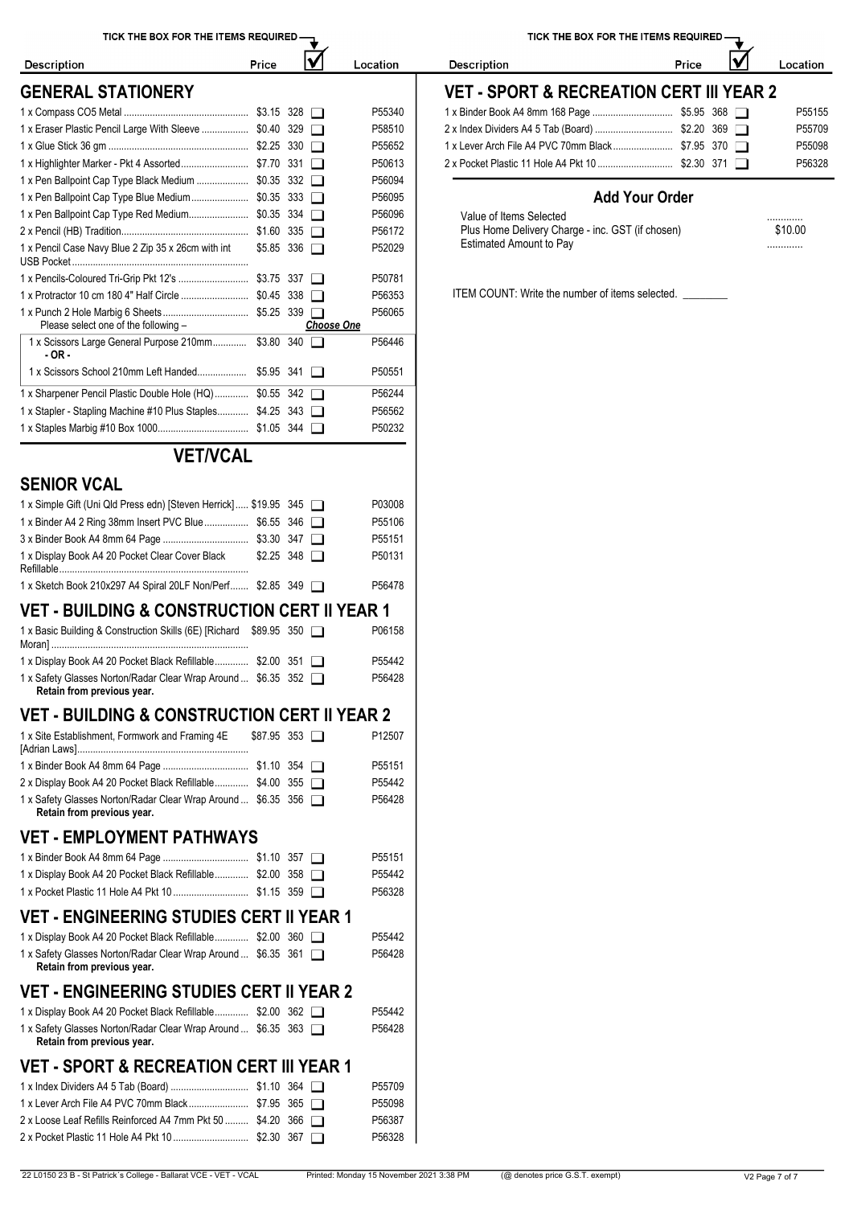TICK THE BOX FOR THE ITEMS REQUIRED

## GENERAL STATIONERY

| Description | Price | | ☑ | Location |
|---|---|---|---|---|
| 1 x Compass CO5 Metal | $3.15 | 328 | ❑ | P55340 |
| 1 x Eraser Plastic Pencil Large With Sleeve | $0.40 | 329 | ❑ | P58510 |
| 1 x Glue Stick 36 gm | $2.25 | 330 | ❑ | P55652 |
| 1 x Highlighter Marker - Pkt 4 Assorted | $7.70 | 331 | ❑ | P50613 |
| 1 x Pen Ballpoint Cap Type Black Medium | $0.35 | 332 | ❑ | P56094 |
| 1 x Pen Ballpoint Cap Type Blue Medium | $0.35 | 333 | ❑ | P56095 |
| 1 x Pen Ballpoint Cap Type Red Medium | $0.35 | 334 | ❑ | P56096 |
| 2 x Pencil (HB) Tradition | $1.60 | 335 | ❑ | P56172 |
| 1 x Pencil Case Navy Blue 2 Zip 35 x 26cm with int USB Pocket | $5.85 | 336 | ❑ | P52029 |
| 1 x Pencils-Coloured Tri-Grip Pkt 12's | $3.75 | 337 | ❑ | P50781 |
| 1 x Protractor 10 cm 180 4" Half Circle | $0.45 | 338 | ❑ | P56353 |
| 1 x Punch 2 Hole Marbig 6 Sheets | $5.25 | 339 | ❑ | P56065 |
| Please select one of the following – | | | *Choose One* | |
| 1 x Scissors Large General Purpose 210mm - OR - | $3.80 | 340 | ❑ | P56446 |
| 1 x Scissors School 210mm Left Handed | $5.95 | 341 | ❑ | P50551 |
| 1 x Sharpener Pencil Plastic Double Hole (HQ) | $0.55 | 342 | ❑ | P56244 |
| 1 x Stapler - Stapling Machine #10 Plus Staples | $4.25 | 343 | ❑ | P56562 |
| 1 x Staples Marbig #10 Box 1000 | $1.05 | 344 | ❑ | P50232 |

# VET/VCAL

## SENIOR VCAL

| Description | Price | | ☑ | Location |
|---|---|---|---|---|
| 1 x Simple Gift (Uni Qld Press edn) [Steven Herrick] | $19.95 | 345 | ❑ | P03008 |
| 1 x Binder A4 2 Ring 38mm Insert PVC Blue | $6.55 | 346 | ❑ | P55106 |
| 3 x Binder Book A4 8mm 64 Page | $3.30 | 347 | ❑ | P55151 |
| 1 x Display Book A4 20 Pocket Clear Cover Black Refillable | $2.25 | 348 | ❑ | P50131 |
| 1 x Sketch Book 210x297 A4 Spiral 20LF Non/Perf | $2.85 | 349 | ❑ | P56478 |

## VET - BUILDING & CONSTRUCTION CERT II YEAR 1

| Description | Price | | ☑ | Location |
|---|---|---|---|---|
| 1 x Basic Building & Construction Skills (6E) [Richard Moran] | $89.95 | 350 | ❑ | P06158 |
| 1 x Display Book A4 20 Pocket Black Refillable | $2.00 | 351 | ❑ | P55442 |
| 1 x Safety Glasses Norton/Radar Clear Wrap Around **Retain from previous year.** | $6.35 | 352 | ❑ | P56428 |

## VET - BUILDING & CONSTRUCTION CERT II YEAR 2

| Description | Price | | ☑ | Location |
|---|---|---|---|---|
| 1 x Site Establishment, Formwork and Framing 4E [Adrian Laws] | $87.95 | 353 | ❑ | P12507 |
| 1 x Binder Book A4 8mm 64 Page | $1.10 | 354 | ❑ | P55151 |
| 2 x Display Book A4 20 Pocket Black Refillable | $4.00 | 355 | ❑ | P55442 |
| 1 x Safety Glasses Norton/Radar Clear Wrap Around **Retain from previous year.** | $6.35 | 356 | ❑ | P56428 |

## VET - EMPLOYMENT PATHWAYS

| Description | Price | | ☑ | Location |
|---|---|---|---|---|
| 1 x Binder Book A4 8mm 64 Page | $1.10 | 357 | ❑ | P55151 |
| 1 x Display Book A4 20 Pocket Black Refillable | $2.00 | 358 | ❑ | P55442 |
| 1 x Pocket Plastic 11 Hole A4 Pkt 10 | $1.15 | 359 | ❑ | P56328 |

## VET - ENGINEERING STUDIES CERT II YEAR 1

| Description | Price | | ☑ | Location |
|---|---|---|---|---|
| 1 x Display Book A4 20 Pocket Black Refillable | $2.00 | 360 | ❑ | P55442 |
| 1 x Safety Glasses Norton/Radar Clear Wrap Around **Retain from previous year.** | $6.35 | 361 | ❑ | P56428 |

## VET - ENGINEERING STUDIES CERT II YEAR 2

| Description | Price | | ☑ | Location |
|---|---|---|---|---|
| 1 x Display Book A4 20 Pocket Black Refillable | $2.00 | 362 | ❑ | P55442 |
| 1 x Safety Glasses Norton/Radar Clear Wrap Around **Retain from previous year.** | $6.35 | 363 | ❑ | P56428 |

## VET - SPORT & RECREATION CERT III YEAR 1

| Description | Price | | ☑ | Location |
|---|---|---|---|---|
| 1 x Index Dividers A4 5 Tab (Board) | $1.10 | 364 | ❑ | P55709 |
| 1 x Lever Arch File A4 PVC 70mm Black | $7.95 | 365 | ❑ | P55098 |
| 2 x Loose Leaf Refills Reinforced A4 7mm Pkt 50 | $4.20 | 366 | ❑ | P56387 |
| 2 x Pocket Plastic 11 Hole A4 Pkt 10 | $2.30 | 367 | ❑ | P56328 |

## VET - SPORT & RECREATION CERT III YEAR 2

| Description | Price | | ☑ | Location |
|---|---|---|---|---|
| 1 x Binder Book A4 8mm 168 Page | $5.95 | 368 | ❑ | P55155 |
| 2 x Index Dividers A4 5 Tab (Board) | $2.20 | 369 | ❑ | P55709 |
| 1 x Lever Arch File A4 PVC 70mm Black | $7.95 | 370 | ❑ | P55098 |
| 2 x Pocket Plastic 11 Hole A4 Pkt 10 | $2.30 | 371 | ❑ | P56328 |

### Add Your Order

| | |
|---|---|
| Value of Items Selected | ............ |
| Plus Home Delivery Charge - inc. GST (if chosen) | $10.00 |
| Estimated Amount to Pay | ............ |

ITEM COUNT: Write the number of items selected. ________

22 L0150 23 B - St Patrick's College - Ballarat VCE - VET - VCAL    Printed: Monday 15 November 2021 3:38 PM    (@ denotes price G.S.T. exempt)